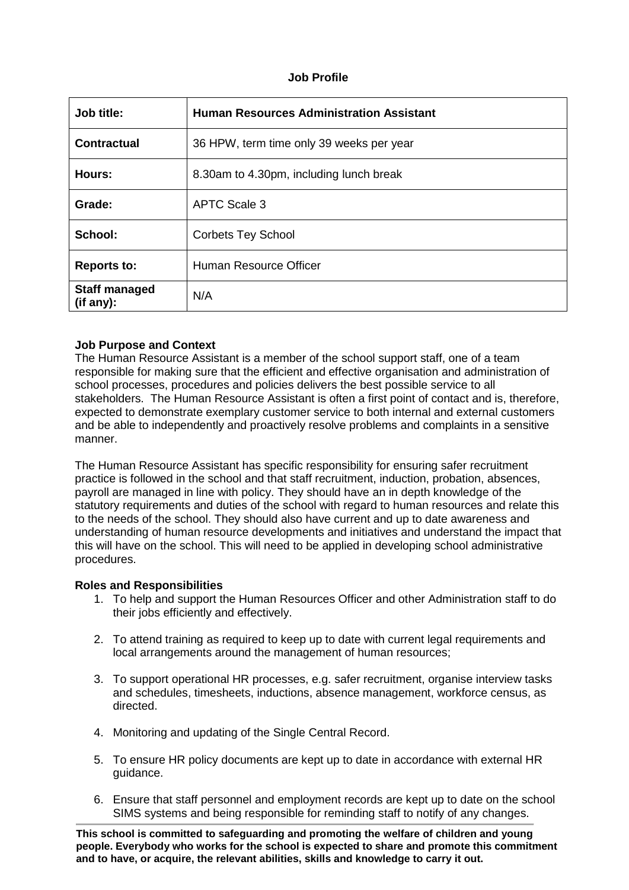# Job Profile

| Job title: | Human Resources Administration Assistant |
|---|---|
| Contractual | 36 HPW, term time only 39 weeks per year |
| Hours: | 8.30am to 4.30pm, including lunch break |
| Grade: | APTC Scale 3 |
| School: | Corbets Tey School |
| Reports to: | Human Resource Officer |
| Staff managed (if any): | N/A |

**Job Purpose and Context**

The Human Resource Assistant is a member of the school support staff, one of a team responsible for making sure that the efficient and effective organisation and administration of school processes, procedures and policies delivers the best possible service to all stakeholders. The Human Resource Assistant is often a first point of contact and is, therefore, expected to demonstrate exemplary customer service to both internal and external customers and be able to independently and proactively resolve problems and complaints in a sensitive manner.

The Human Resource Assistant has specific responsibility for ensuring safer recruitment practice is followed in the school and that staff recruitment, induction, probation, absences, payroll are managed in line with policy. They should have an in depth knowledge of the statutory requirements and duties of the school with regard to human resources and relate this to the needs of the school. They should also have current and up to date awareness and understanding of human resource developments and initiatives and understand the impact that this will have on the school. This will need to be applied in developing school administrative procedures.

**Roles and Responsibilities**

1. To help and support the Human Resources Officer and other Administration staff to do their jobs efficiently and effectively.

2. To attend training as required to keep up to date with current legal requirements and local arrangements around the management of human resources;

3. To support operational HR processes, e.g. safer recruitment, organise interview tasks and schedules, timesheets, inductions, absence management, workforce census, as directed.

4. Monitoring and updating of the Single Central Record.

5. To ensure HR policy documents are kept up to date in accordance with external HR guidance.

6. Ensure that staff personnel and employment records are kept up to date on the school SIMS systems and being responsible for reminding staff to notify of any changes.

**This school is committed to safeguarding and promoting the welfare of children and young people. Everybody who works for the school is expected to share and promote this commitment and to have, or acquire, the relevant abilities, skills and knowledge to carry it out.**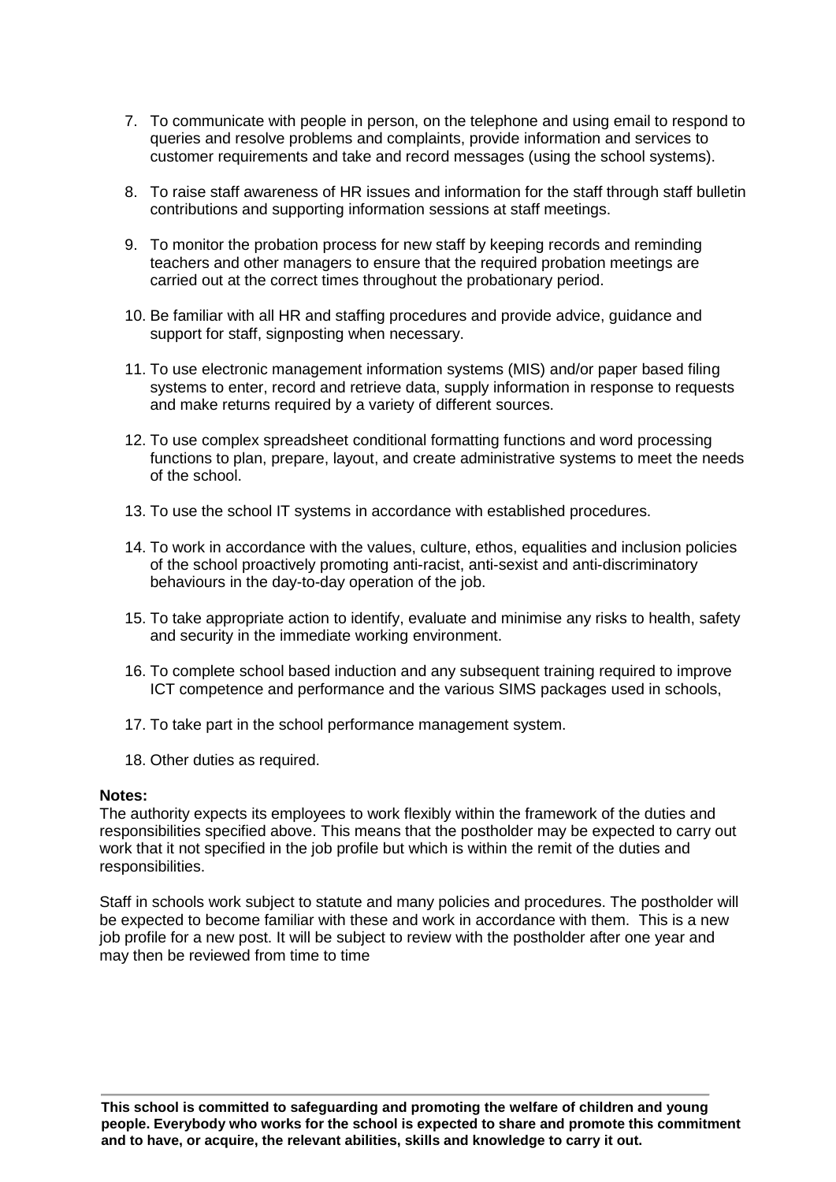7. To communicate with people in person, on the telephone and using email to respond to queries and resolve problems and complaints, provide information and services to customer requirements and take and record messages (using the school systems).

8. To raise staff awareness of HR issues and information for the staff through staff bulletin contributions and supporting information sessions at staff meetings.

9. To monitor the probation process for new staff by keeping records and reminding teachers and other managers to ensure that the required probation meetings are carried out at the correct times throughout the probationary period.

10. Be familiar with all HR and staffing procedures and provide advice, guidance and support for staff, signposting when necessary.

11. To use electronic management information systems (MIS) and/or paper based filing systems to enter, record and retrieve data, supply information in response to requests and make returns required by a variety of different sources.

12. To use complex spreadsheet conditional formatting functions and word processing functions to plan, prepare, layout, and create administrative systems to meet the needs of the school.

13. To use the school IT systems in accordance with established procedures.

14. To work in accordance with the values, culture, ethos, equalities and inclusion policies of the school proactively promoting anti-racist, anti-sexist and anti-discriminatory behaviours in the day-to-day operation of the job.

15. To take appropriate action to identify, evaluate and minimise any risks to health, safety and security in the immediate working environment.

16. To complete school based induction and any subsequent training required to improve ICT competence and performance and the various SIMS packages used in schools,

17. To take part in the school performance management system.

18. Other duties as required.

**Notes:**

The authority expects its employees to work flexibly within the framework of the duties and responsibilities specified above. This means that the postholder may be expected to carry out work that it not specified in the job profile but which is within the remit of the duties and responsibilities.

Staff in schools work subject to statute and many policies and procedures. The postholder will be expected to become familiar with these and work in accordance with them. This is a new job profile for a new post. It will be subject to review with the postholder after one year and may then be reviewed from time to time

**This school is committed to safeguarding and promoting the welfare of children and young people. Everybody who works for the school is expected to share and promote this commitment and to have, or acquire, the relevant abilities, skills and knowledge to carry it out.**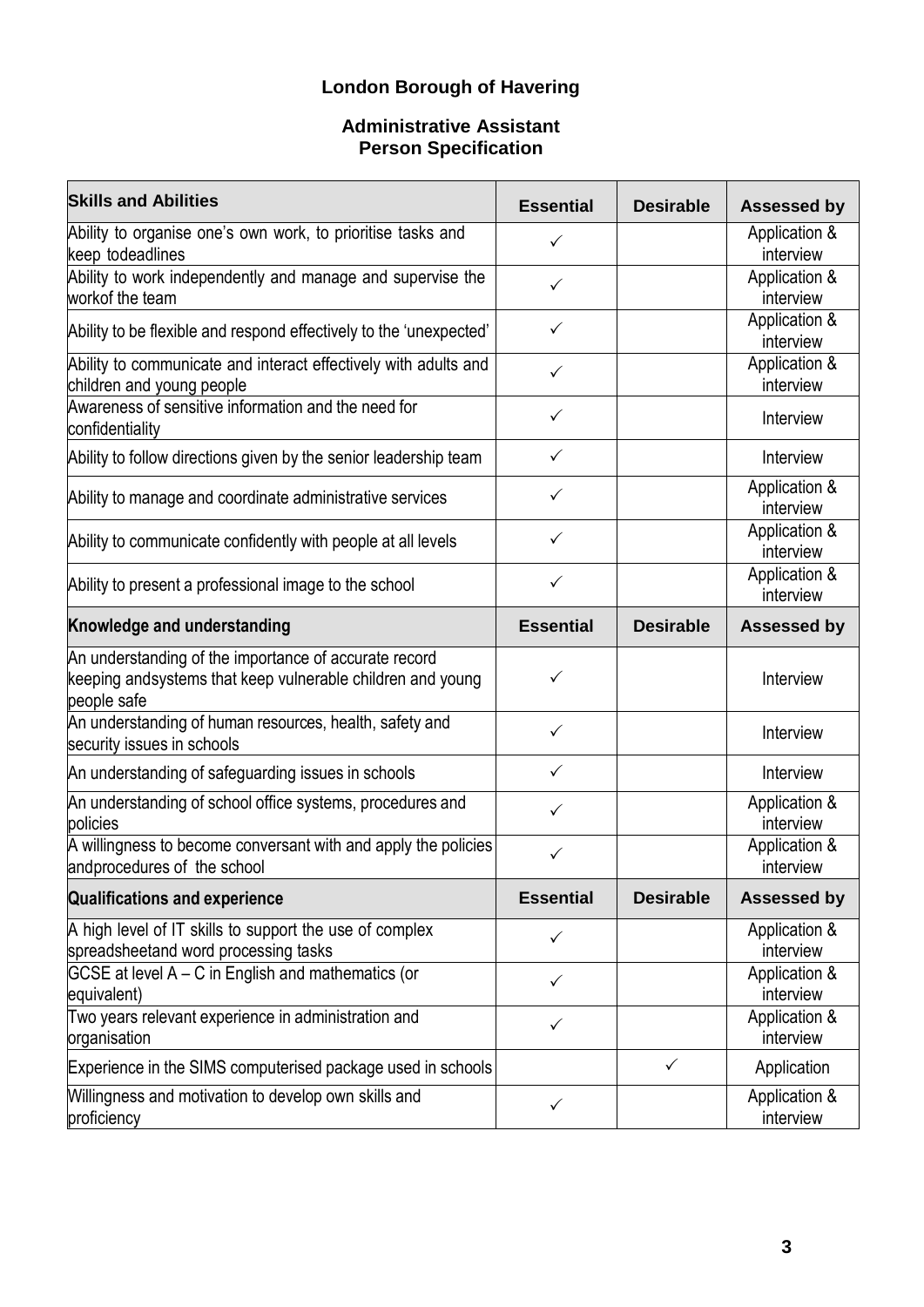**London Borough of Havering**

**Administrative Assistant**
**Person Specification**

| **Skills and Abilities** | **Essential** | **Desirable** | **Assessed by** |
|---|---|---|---|
| Ability to organise one's own work, to prioritise tasks and keep todeadlines | ✓ | | Application & interview |
| Ability to work independently and manage and supervise the workof the team | ✓ | | Application & interview |
| Ability to be flexible and respond effectively to the 'unexpected' | ✓ | | Application & interview |
| Ability to communicate and interact effectively with adults and children and young people | ✓ | | Application & interview |
| Awareness of sensitive information and the need for confidentiality | ✓ | | Interview |
| Ability to follow directions given by the senior leadership team | ✓ | | Interview |
| Ability to manage and coordinate administrative services | ✓ | | Application & interview |
| Ability to communicate confidently with people at all levels | ✓ | | Application & interview |
| Ability to present a professional image to the school | ✓ | | Application & interview |
| **Knowledge and understanding** | **Essential** | **Desirable** | **Assessed by** |
| An understanding of the importance of accurate record keeping andsystems that keep vulnerable children and young people safe | ✓ | | Interview |
| An understanding of human resources, health, safety and security issues in schools | ✓ | | Interview |
| An understanding of safeguarding issues in schools | ✓ | | Interview |
| An understanding of school office systems, procedures and policies | ✓ | | Application & interview |
| A willingness to become conversant with and apply the policies andprocedures of the school | ✓ | | Application & interview |
| **Qualifications and experience** | **Essential** | **Desirable** | **Assessed by** |
| A high level of IT skills to support the use of complex spreadsheetand word processing tasks | ✓ | | Application & interview |
| GCSE at level A – C in English and mathematics (or equivalent) | ✓ | | Application & interview |
| Two years relevant experience in administration and organisation | ✓ | | Application & interview |
| Experience in the SIMS computerised package used in schools | | ✓ | Application |
| Willingness and motivation to develop own skills and proficiency | ✓ | | Application & interview |